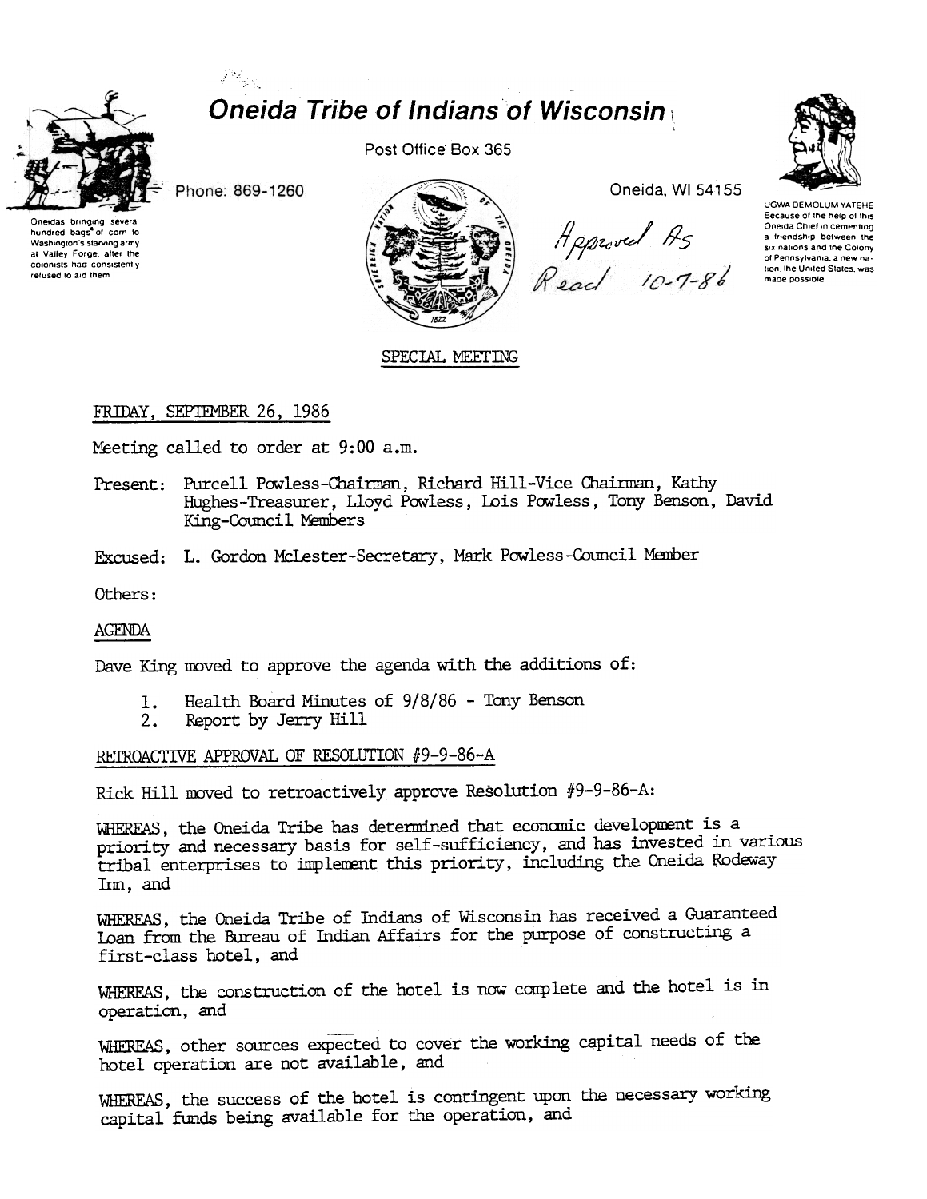# Oneida Tribe of Indians of Wisconsin

Post Office Box 365

Phone: 869-1260

Oneida, WI 54155

Oneidas bringing several hundred bags of corn to Washington's starving army at Valley Forge, after the colonists had consistently refused to aid them

UGWA DEMOLUM YATEHE Because of the help of this Oneida Chief in cementing a friendship between the six nations and the Colony of Pennsylvania, a new nation, the United States, was made possible

*Approved As Read 10-7-86*

SPECIAL MEETING

FRIDAY, SEPTEMBER 26, 1986

Meeting called to order at 9:00 a.m.

Present: Purcell Powless-Chairman, Richard Hill-Vice Chairman, Kathy Hughes-Treasurer, Lloyd Powless, Lois Powless, Tony Benson, David King-Council Members

Excused: L. Gordon McLester-Secretary, Mark Powless-Council Member

Others:

AGENDA

Dave King moved to approve the agenda with the additions of:

1. Health Board Minutes of 9/8/86 - Tony Benson
2. Report by Jerry Hill

RETROACTIVE APPROVAL OF RESOLUTION #9-9-86-A

Rick Hill moved to retroactively approve Resolution #9-9-86-A:

WHEREAS, the Oneida Tribe has determined that economic development is a priority and necessary basis for self-sufficiency, and has invested in various tribal enterprises to implement this priority, including the Oneida Rodeway Inn, and

WHEREAS, the Oneida Tribe of Indians of Wisconsin has received a Guaranteed Loan from the Bureau of Indian Affairs for the purpose of constructing a first-class hotel, and

WHEREAS, the construction of the hotel is now complete and the hotel is in operation, and

WHEREAS, other sources expected to cover the working capital needs of the hotel operation are not available, and

WHEREAS, the success of the hotel is contingent upon the necessary working capital funds being available for the operation, and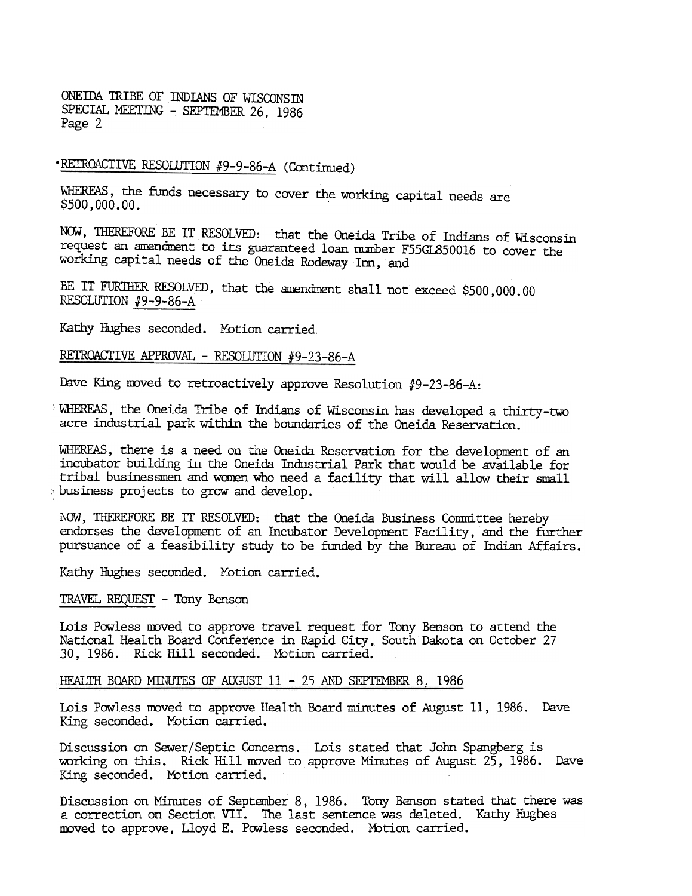RETROACTIVE RESOLUTION #9-9-86-A (Continued)

WHEREAS, the funds necessary to cover the working capital needs are $500,000.00.

NOW, THEREFORE BE IT RESOLVED: that the Oneida Tribe of Indians of Wisconsin request an amendment to its guaranteed loan number F55GL850016 to cover the working capital needs of the Oneida Rodeway Inn, and

BE IT FURTHER RESOLVED, that the amendment shall not exceed $500,000.00 RESOLUTION #9-9-86-A

Kathy Hughes seconded. Motion carried.

RETROACTIVE APPROVAL - RESOLUTION #9-23-86-A

Dave King moved to retroactively approve Resolution #9-23-86-A:

WHEREAS, the Oneida Tribe of Indians of Wisconsin has developed a thirty-two acre industrial park within the boundaries of the Oneida Reservation.

WHEREAS, there is a need on the Oneida Reservation for the development of an incubator building in the Oneida Industrial Park that would be available for tribal businessmen and women who need a facility that will allow their small business projects to grow and develop.

NOW, THEREFORE BE IT RESOLVED: that the Oneida Business Committee hereby endorses the development of an Incubator Development Facility, and the further pursuance of a feasibility study to be funded by the Bureau of Indian Affairs.

Kathy Hughes seconded. Motion carried.

TRAVEL REQUEST - Tony Benson

Lois Powless moved to approve travel request for Tony Benson to attend the National Health Board Conference in Rapid City, South Dakota on October 27 30, 1986. Rick Hill seconded. Motion carried.

HEALTH BOARD MINUTES OF AUGUST 11 - 25 AND SEPTEMBER 8, 1986

Lois Powless moved to approve Health Board minutes of August 11, 1986. Dave King seconded. Motion carried.

Discussion on Sewer/Septic Concerns. Lois stated that John Spangberg is working on this. Rick Hill moved to approve Minutes of August 25, 1986. Dave King seconded. Motion carried.

Discussion on Minutes of September 8, 1986. Tony Benson stated that there was a correction on Section VII. The last sentence was deleted. Kathy Hughes moved to approve, Lloyd E. Powless seconded. Motion carried.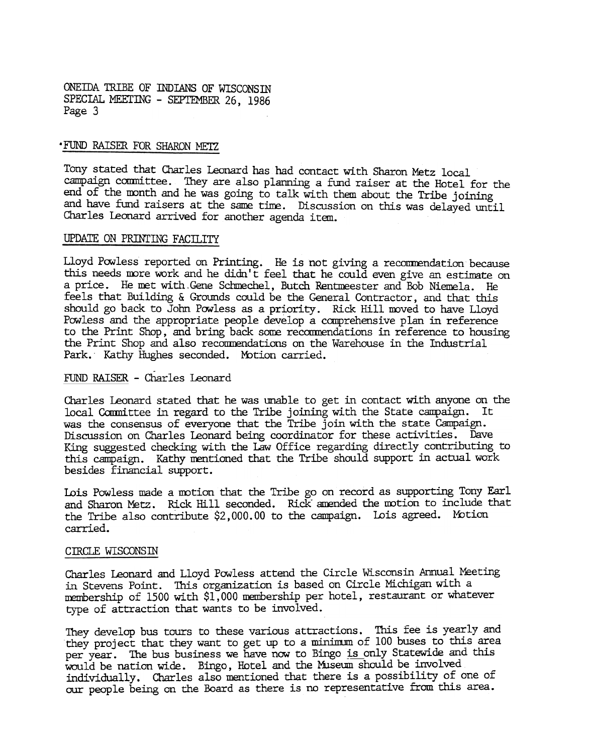ONEIDA TRIBE OF INDIANS OF WISCONSIN
SPECIAL MEETING - SEPTEMBER 26, 1986
Page 3

## FUND RAISER FOR SHARON METZ

Tony stated that Charles Leonard has had contact with Sharon Metz local campaign committee. They are also planning a fund raiser at the Hotel for the end of the month and he was going to talk with them about the Tribe joining and have fund raisers at the same time. Discussion on this was delayed until Charles Leonard arrived for another agenda item.

## UPDATE ON PRINTING FACILITY

Lloyd Powless reported on Printing. He is not giving a recommendation because this needs more work and he didn't feel that he could even give an estimate on a price. He met with Gene Schmechel, Butch Rentmeester and Bob Niemela. He feels that Building & Grounds could be the General Contractor, and that this should go back to John Powless as a priority. Rick Hill moved to have Lloyd Powless and the appropriate people develop a comprehensive plan in reference to the Print Shop, and bring back some recommendations in reference to housing the Print Shop and also recommendations on the Warehouse in the Industrial Park. Kathy Hughes seconded. Motion carried.

## FUND RAISER - Charles Leonard

Charles Leonard stated that he was unable to get in contact with anyone on the local Committee in regard to the Tribe joining with the State campaign. It was the consensus of everyone that the Tribe join with the state Campaign. Discussion on Charles Leonard being coordinator for these activities. Dave King suggested checking with the Law Office regarding directly contributing to this campaign. Kathy mentioned that the Tribe should support in actual work besides financial support.

Lois Powless made a motion that the Tribe go on record as supporting Tony Earl and Sharon Metz. Rick Hill seconded. Rick amended the motion to include that the Tribe also contribute $2,000.00 to the campaign. Lois agreed. Motion carried.

## CIRCLE WISCONSIN

Charles Leonard and Lloyd Powless attend the Circle Wisconsin Annual Meeting in Stevens Point. This organization is based on Circle Michigan with a membership of 1500 with $1,000 membership per hotel, restaurant or whatever type of attraction that wants to be involved.

They develop bus tours to these various attractions. This fee is yearly and they project that they want to get up to a minimum of 100 buses to this area per year. The bus business we have now to Bingo is only Statewide and this would be nation wide. Bingo, Hotel and the Museum should be involved individually. Charles also mentioned that there is a possibility of one of our people being on the Board as there is no representative from this area.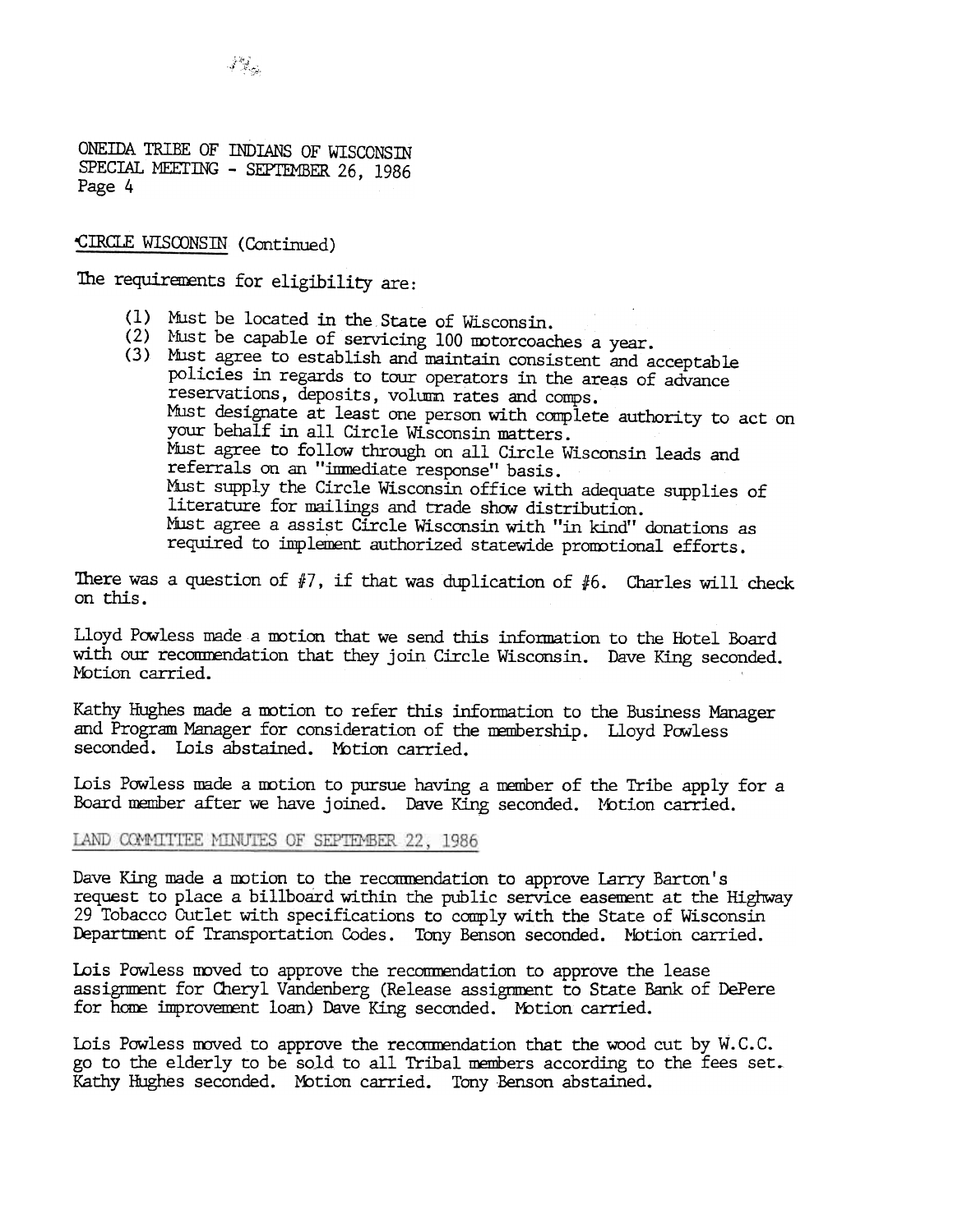ONEIDA TRIBE OF INDIANS OF WISCONSIN
SPECIAL MEETING - SEPTEMBER 26, 1986
Page 4

CIRCLE WISCONSIN (Continued)

The requirements for eligibility are:

(1) Must be located in the State of Wisconsin.
(2) Must be capable of servicing 100 motorcoaches a year.
(3) Must agree to establish and maintain consistent and acceptable policies in regards to tour operators in the areas of advance reservations, deposits, volumn rates and comps.
Must designate at least one person with complete authority to act on your behalf in all Circle Wisconsin matters.
Must agree to follow through on all Circle Wisconsin leads and referrals on an "immediate response" basis.
Must supply the Circle Wisconsin office with adequate supplies of literature for mailings and trade show distribution.
Must agree a assist Circle Wisconsin with "in kind" donations as required to implement authorized statewide promotional efforts.

There was a question of #7, if that was duplication of #6. Charles will check on this.

Lloyd Powless made a motion that we send this information to the Hotel Board with our recommendation that they join Circle Wisconsin. Dave King seconded. Motion carried.

Kathy Hughes made a motion to refer this information to the Business Manager and Program Manager for consideration of the membership. Lloyd Powless seconded. Lois abstained. Motion carried.

Lois Powless made a motion to pursue having a member of the Tribe apply for a Board member after we have joined. Dave King seconded. Motion carried.

LAND COMMITTEE MINUTES OF SEPTEMBER 22, 1986

Dave King made a motion to the recommendation to approve Larry Barton's request to place a billboard within the public service easement at the Highway 29 Tobacco Outlet with specifications to comply with the State of Wisconsin Department of Transportation Codes. Tony Benson seconded. Motion carried.

Lois Powless moved to approve the recommendation to approve the lease assignment for Cheryl Vandenberg (Release assignment to State Bank of DePere for home improvement loan) Dave King seconded. Motion carried.

Lois Powless moved to approve the recommendation that the wood cut by W.C.C. go to the elderly to be sold to all Tribal members according to the fees set. Kathy Hughes seconded. Motion carried. Tony Benson abstained.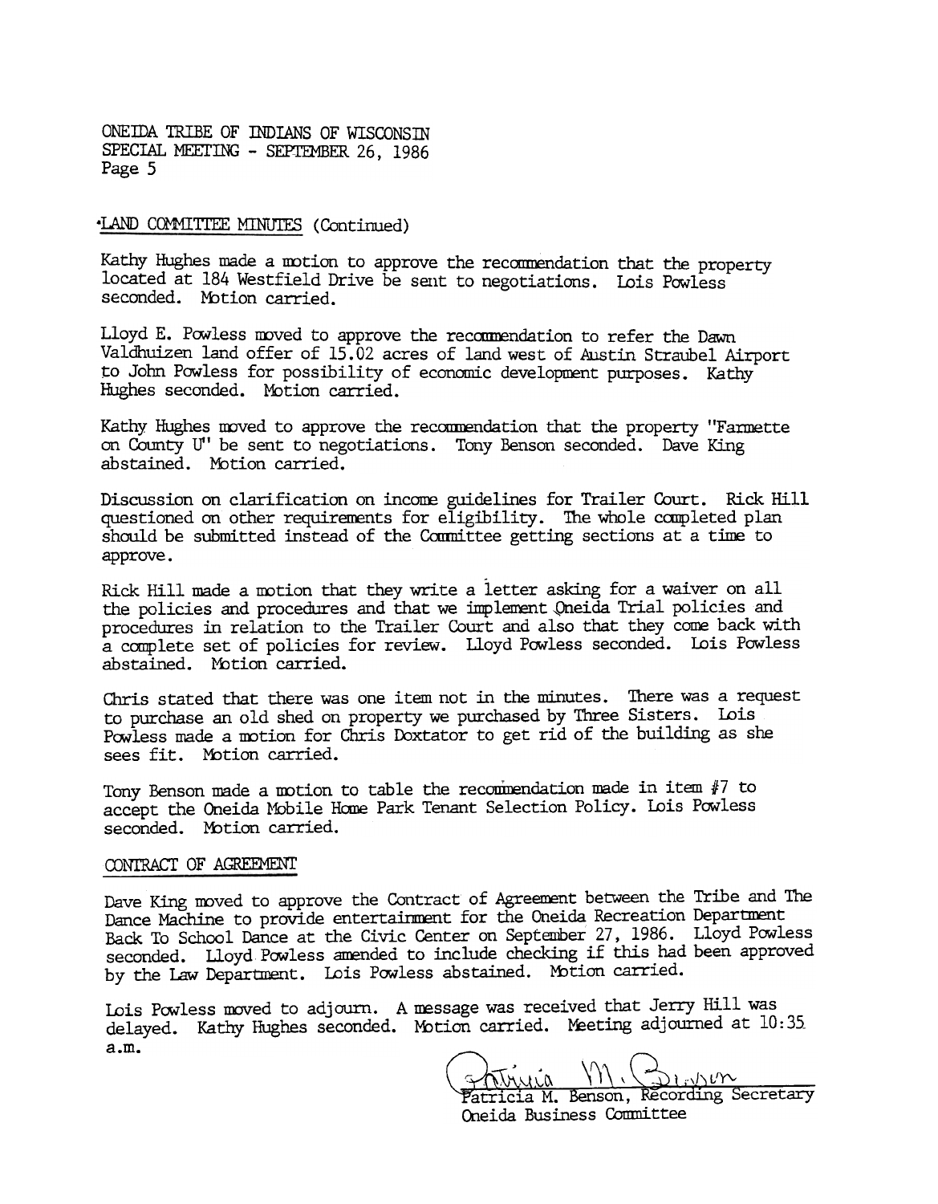ONEIDA TRIBE OF INDIANS OF WISCONSIN
SPECIAL MEETING - SEPTEMBER 26, 1986
Page 5

## LAND COMMITTEE MINUTES (Continued)

Kathy Hughes made a motion to approve the recommendation that the property located at 184 Westfield Drive be sent to negotiations. Lois Powless seconded. Motion carried.

Lloyd E. Powless moved to approve the recommendation to refer the Dawn Valdhuizen land offer of 15.02 acres of land west of Austin Straubel Airport to John Powless for possibility of economic development purposes. Kathy Hughes seconded. Motion carried.

Kathy Hughes moved to approve the recommendation that the property "Farmette on County U" be sent to negotiations. Tony Benson seconded. Dave King abstained. Motion carried.

Discussion on clarification on income guidelines for Trailer Court. Rick Hill questioned on other requirements for eligibility. The whole completed plan should be submitted instead of the Committee getting sections at a time to approve.

Rick Hill made a motion that they write a letter asking for a waiver on all the policies and procedures and that we implement Oneida Trial policies and procedures in relation to the Trailer Court and also that they come back with a complete set of policies for review. Lloyd Powless seconded. Lois Powless abstained. Motion carried.

Chris stated that there was one item not in the minutes. There was a request to purchase an old shed on property we purchased by Three Sisters. Lois Powless made a motion for Chris Doxtator to get rid of the building as she sees fit. Motion carried.

Tony Benson made a motion to table the recommendation made in item #7 to accept the Oneida Mobile Home Park Tenant Selection Policy. Lois Powless seconded. Motion carried.

## CONTRACT OF AGREEMENT

Dave King moved to approve the Contract of Agreement between the Tribe and The Dance Machine to provide entertainment for the Oneida Recreation Department Back To School Dance at the Civic Center on September 27, 1986. Lloyd Powless seconded. Lloyd Powless amended to include checking if this had been approved by the Law Department. Lois Powless abstained. Motion carried.

Lois Powless moved to adjourn. A message was received that Jerry Hill was delayed. Kathy Hughes seconded. Motion carried. Meeting adjourned at 10:35 a.m.

Patricia M. Benson, Recording Secretary
Oneida Business Committee